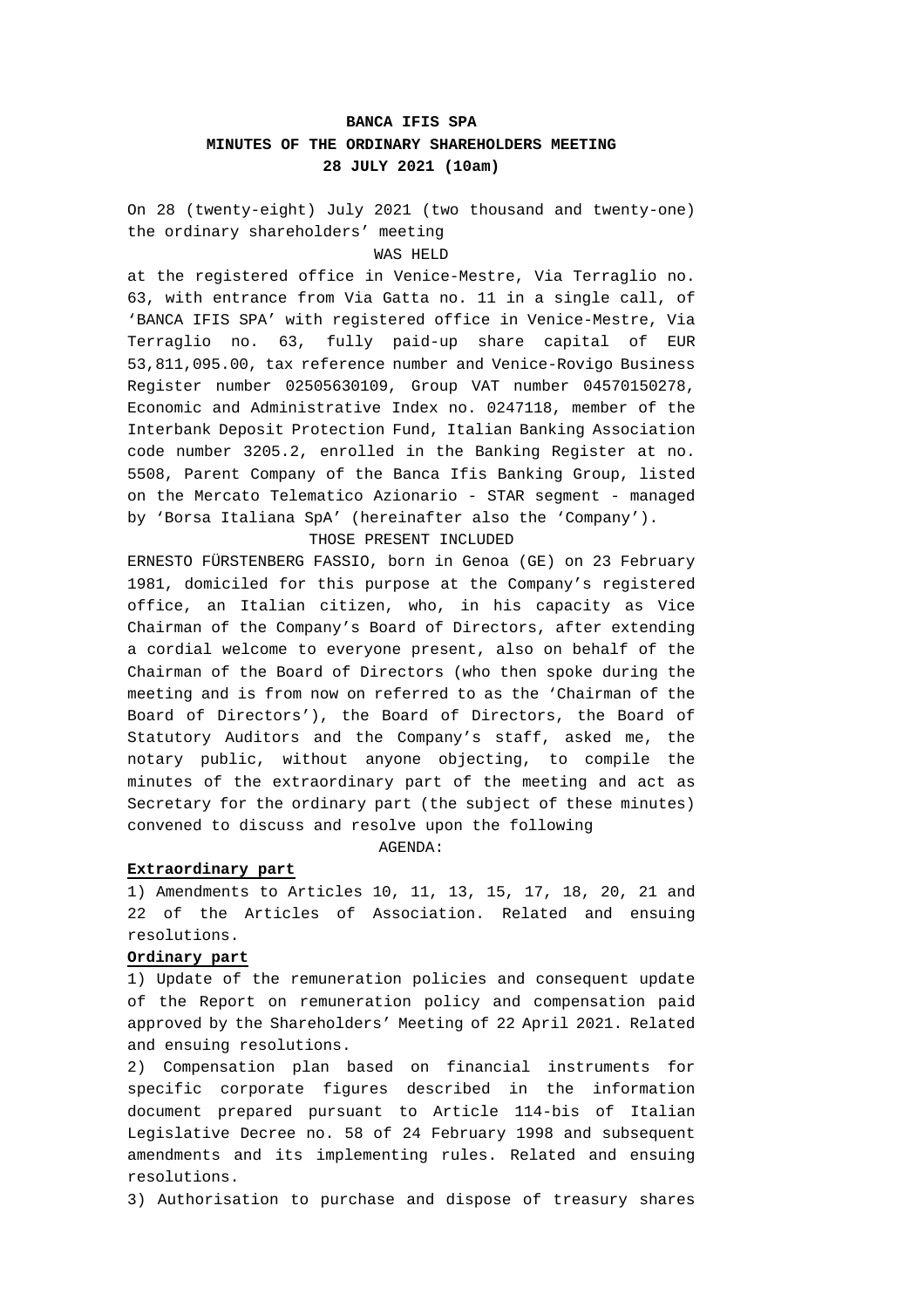**BANCA IFIS SPA**

**MINUTES OF THE ORDINARY SHAREHOLDERS MEETING**

**28 JULY 2021 (10am)**

On 28 (twenty-eight) July 2021 (two thousand and twenty-one) the ordinary shareholders' meeting

WAS HELD

at the registered office in Venice-Mestre, Via Terraglio no. 63, with entrance from Via Gatta no. 11 in a single call, of 'BANCA IFIS SPA' with registered office in Venice-Mestre, Via Terraglio no. 63, fully paid-up share capital of EUR 53,811,095.00, tax reference number and Venice-Rovigo Business Register number 02505630109, Group VAT number 04570150278, Economic and Administrative Index no. 0247118, member of the Interbank Deposit Protection Fund, Italian Banking Association code number 3205.2, enrolled in the Banking Register at no. 5508, Parent Company of the Banca Ifis Banking Group, listed on the Mercato Telematico Azionario - STAR segment - managed by 'Borsa Italiana SpA' (hereinafter also the 'Company').

THOSE PRESENT INCLUDED

ERNESTO FÜRSTENBERG FASSIO, born in Genoa (GE) on 23 February 1981, domiciled for this purpose at the Company's registered office, an Italian citizen, who, in his capacity as Vice Chairman of the Company's Board of Directors, after extending a cordial welcome to everyone present, also on behalf of the Chairman of the Board of Directors (who then spoke during the meeting and is from now on referred to as the 'Chairman of the Board of Directors'), the Board of Directors, the Board of Statutory Auditors and the Company's staff, asked me, the notary public, without anyone objecting, to compile the minutes of the extraordinary part of the meeting and act as Secretary for the ordinary part (the subject of these minutes) convened to discuss and resolve upon the following

AGENDA:

**Extraordinary part**

1) Amendments to Articles 10, 11, 13, 15, 17, 18, 20, 21 and 22 of the Articles of Association. Related and ensuing resolutions.

**Ordinary part**

1) Update of the remuneration policies and consequent update of the Report on remuneration policy and compensation paid approved by the Shareholders' Meeting of 22 April 2021. Related and ensuing resolutions.

2) Compensation plan based on financial instruments for specific corporate figures described in the information document prepared pursuant to Article 114-bis of Italian Legislative Decree no. 58 of 24 February 1998 and subsequent amendments and its implementing rules. Related and ensuing resolutions.

3) Authorisation to purchase and dispose of treasury shares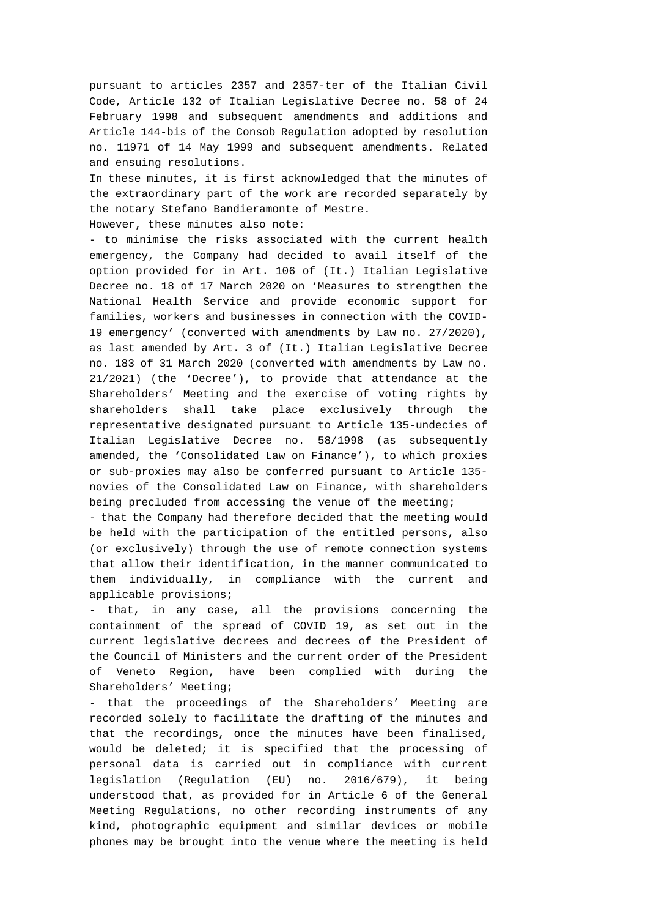pursuant to articles 2357 and 2357-ter of the Italian Civil Code, Article 132 of Italian Legislative Decree no. 58 of 24 February 1998 and subsequent amendments and additions and Article 144-bis of the Consob Regulation adopted by resolution no. 11971 of 14 May 1999 and subsequent amendments. Related and ensuing resolutions.

In these minutes, it is first acknowledged that the minutes of the extraordinary part of the work are recorded separately by the notary Stefano Bandieramonte of Mestre.

However, these minutes also note:

- to minimise the risks associated with the current health emergency, the Company had decided to avail itself of the option provided for in Art. 106 of (It.) Italian Legislative Decree no. 18 of 17 March 2020 on 'Measures to strengthen the National Health Service and provide economic support for families, workers and businesses in connection with the COVID-19 emergency' (converted with amendments by Law no. 27/2020), as last amended by Art. 3 of (It.) Italian Legislative Decree no. 183 of 31 March 2020 (converted with amendments by Law no. 21/2021) (the 'Decree'), to provide that attendance at the Shareholders' Meeting and the exercise of voting rights by shareholders shall take place exclusively through the representative designated pursuant to Article 135-undecies of Italian Legislative Decree no. 58/1998 (as subsequently amended, the 'Consolidated Law on Finance'), to which proxies or sub-proxies may also be conferred pursuant to Article 135-novies of the Consolidated Law on Finance, with shareholders being precluded from accessing the venue of the meeting;
- that the Company had therefore decided that the meeting would be held with the participation of the entitled persons, also (or exclusively) through the use of remote connection systems that allow their identification, in the manner communicated to them individually, in compliance with the current and applicable provisions;
- that, in any case, all the provisions concerning the containment of the spread of COVID 19, as set out in the current legislative decrees and decrees of the President of the Council of Ministers and the current order of the President of Veneto Region, have been complied with during the Shareholders' Meeting;
- that the proceedings of the Shareholders' Meeting are recorded solely to facilitate the drafting of the minutes and that the recordings, once the minutes have been finalised, would be deleted; it is specified that the processing of personal data is carried out in compliance with current legislation (Regulation (EU) no. 2016/679), it being understood that, as provided for in Article 6 of the General Meeting Regulations, no other recording instruments of any kind, photographic equipment and similar devices or mobile phones may be brought into the venue where the meeting is held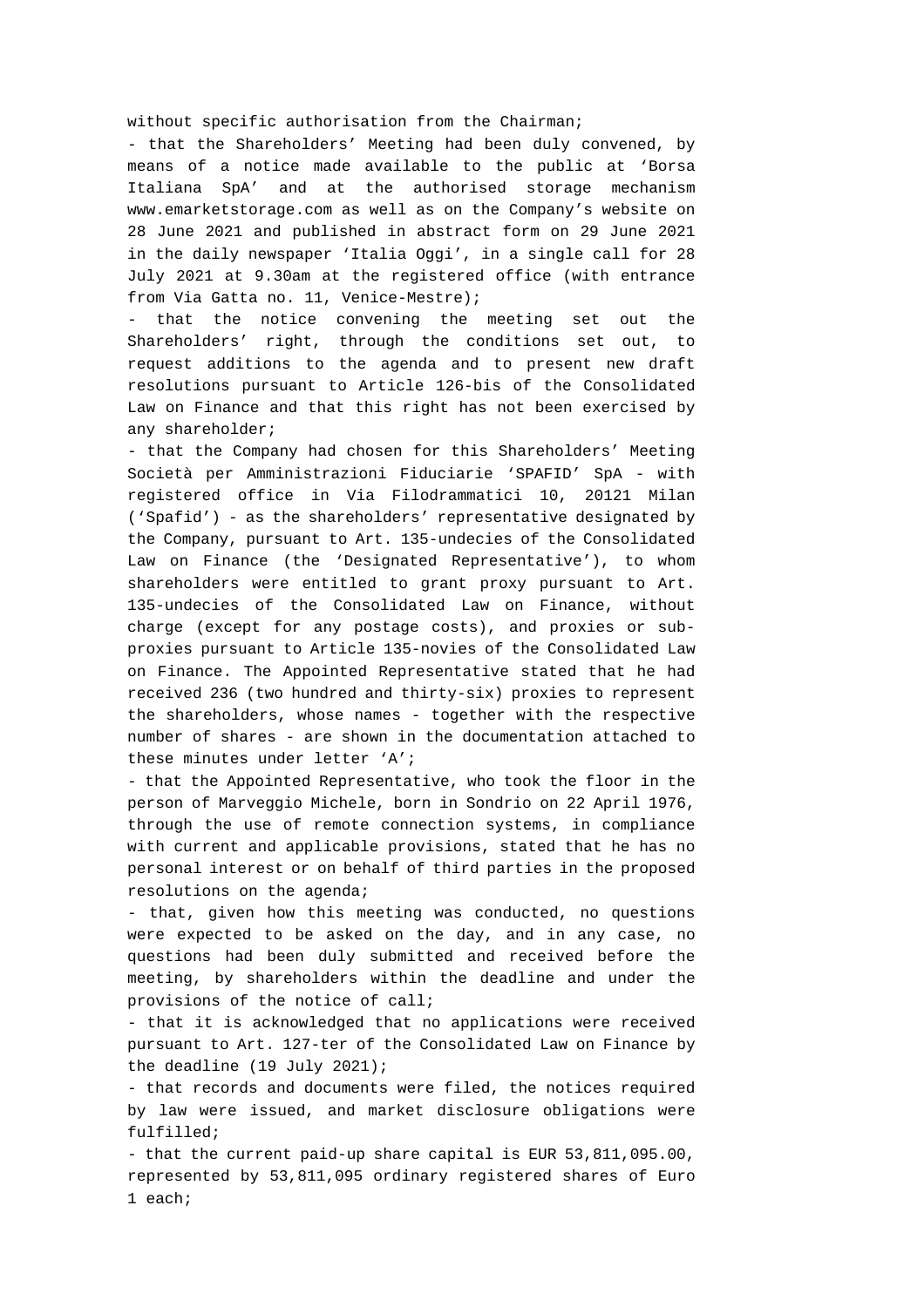without specific authorisation from the Chairman;

- that the Shareholders' Meeting had been duly convened, by means of a notice made available to the public at 'Borsa Italiana SpA' and at the authorised storage mechanism www.emarketstorage.com as well as on the Company's website on 28 June 2021 and published in abstract form on 29 June 2021 in the daily newspaper 'Italia Oggi', in a single call for 28 July 2021 at 9.30am at the registered office (with entrance from Via Gatta no. 11, Venice-Mestre);
- that the notice convening the meeting set out the Shareholders' right, through the conditions set out, to request additions to the agenda and to present new draft resolutions pursuant to Article 126-bis of the Consolidated Law on Finance and that this right has not been exercised by any shareholder;
- that the Company had chosen for this Shareholders' Meeting Società per Amministrazioni Fiduciarie 'SPAFID' SpA - with registered office in Via Filodrammatici 10, 20121 Milan ('Spafid') - as the shareholders' representative designated by the Company, pursuant to Art. 135-undecies of the Consolidated Law on Finance (the 'Designated Representative'), to whom shareholders were entitled to grant proxy pursuant to Art. 135-undecies of the Consolidated Law on Finance, without charge (except for any postage costs), and proxies or sub-proxies pursuant to Article 135-novies of the Consolidated Law on Finance. The Appointed Representative stated that he had received 236 (two hundred and thirty-six) proxies to represent the shareholders, whose names - together with the respective number of shares - are shown in the documentation attached to these minutes under letter 'A';
- that the Appointed Representative, who took the floor in the person of Marveggio Michele, born in Sondrio on 22 April 1976, through the use of remote connection systems, in compliance with current and applicable provisions, stated that he has no personal interest or on behalf of third parties in the proposed resolutions on the agenda;
- that, given how this meeting was conducted, no questions were expected to be asked on the day, and in any case, no questions had been duly submitted and received before the meeting, by shareholders within the deadline and under the provisions of the notice of call;
- that it is acknowledged that no applications were received pursuant to Art. 127-ter of the Consolidated Law on Finance by the deadline (19 July 2021);
- that records and documents were filed, the notices required by law were issued, and market disclosure obligations were fulfilled;
- that the current paid-up share capital is EUR 53,811,095.00, represented by 53,811,095 ordinary registered shares of Euro 1 each;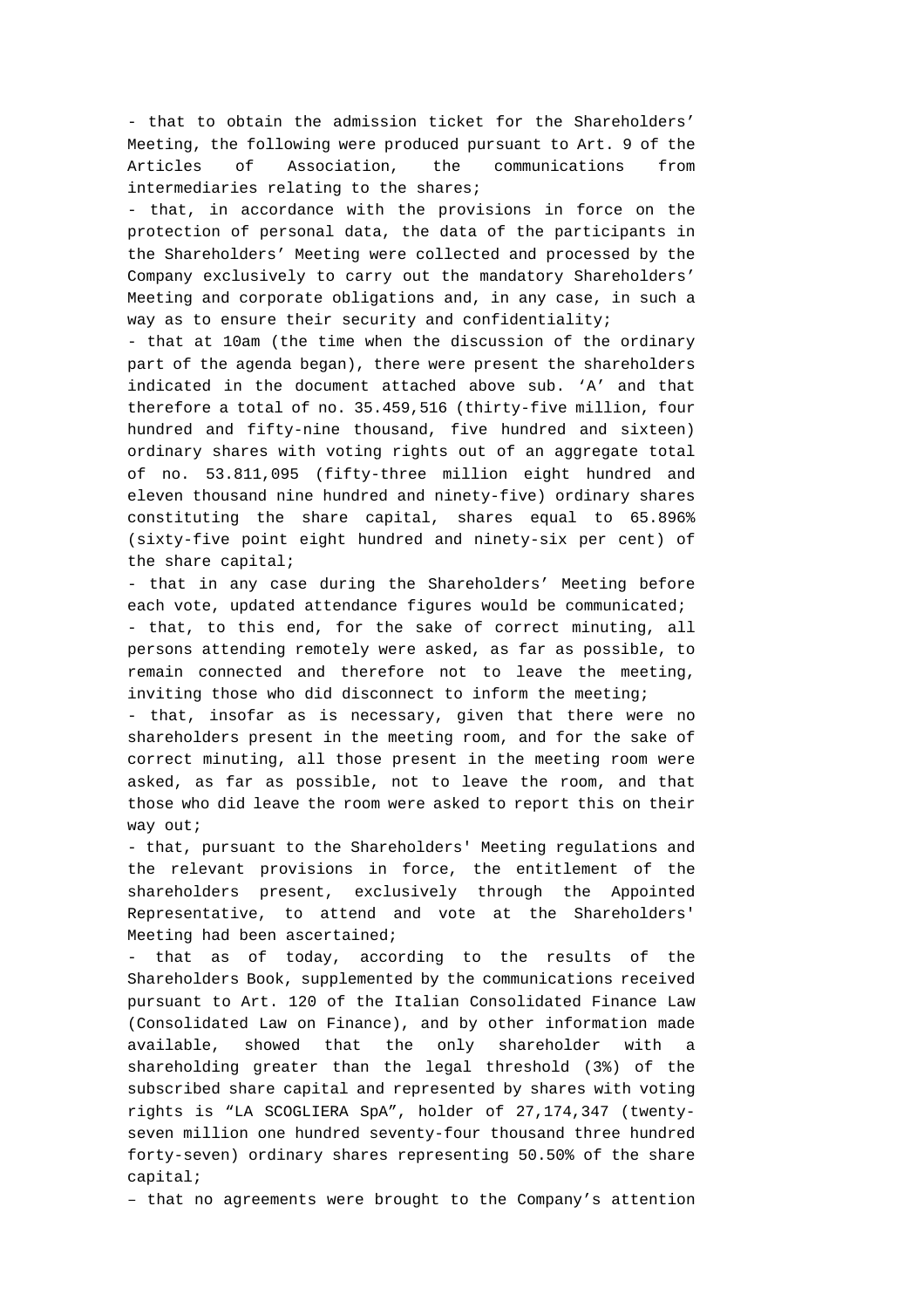- that to obtain the admission ticket for the Shareholders’ Meeting, the following were produced pursuant to Art. 9 of the Articles of Association, the communications from intermediaries relating to the shares;

- that, in accordance with the provisions in force on the protection of personal data, the data of the participants in the Shareholders’ Meeting were collected and processed by the Company exclusively to carry out the mandatory Shareholders’ Meeting and corporate obligations and, in any case, in such a way as to ensure their security and confidentiality;

- that at 10am (the time when the discussion of the ordinary part of the agenda began), there were present the shareholders indicated in the document attached above sub. ‘A’ and that therefore a total of no. 35.459,516 (thirty-five million, four hundred and fifty-nine thousand, five hundred and sixteen) ordinary shares with voting rights out of an aggregate total of no. 53.811,095 (fifty-three million eight hundred and eleven thousand nine hundred and ninety-five) ordinary shares constituting the share capital, shares equal to 65.896% (sixty-five point eight hundred and ninety-six per cent) of the share capital;

- that in any case during the Shareholders’ Meeting before each vote, updated attendance figures would be communicated;

- that, to this end, for the sake of correct minuting, all persons attending remotely were asked, as far as possible, to remain connected and therefore not to leave the meeting, inviting those who did disconnect to inform the meeting;

- that, insofar as is necessary, given that there were no shareholders present in the meeting room, and for the sake of correct minuting, all those present in the meeting room were asked, as far as possible, not to leave the room, and that those who did leave the room were asked to report this on their way out;

- that, pursuant to the Shareholders' Meeting regulations and the relevant provisions in force, the entitlement of the shareholders present, exclusively through the Appointed Representative, to attend and vote at the Shareholders' Meeting had been ascertained;

- that as of today, according to the results of the Shareholders Book, supplemented by the communications received pursuant to Art. 120 of the Italian Consolidated Finance Law (Consolidated Law on Finance), and by other information made available, showed that the only shareholder with a shareholding greater than the legal threshold (3%) of the subscribed share capital and represented by shares with voting rights is “LA SCOGLIERA SpA”, holder of 27,174,347 (twenty-seven million one hundred seventy-four thousand three hundred forty-seven) ordinary shares representing 50.50% of the share capital;

– that no agreements were brought to the Company’s attention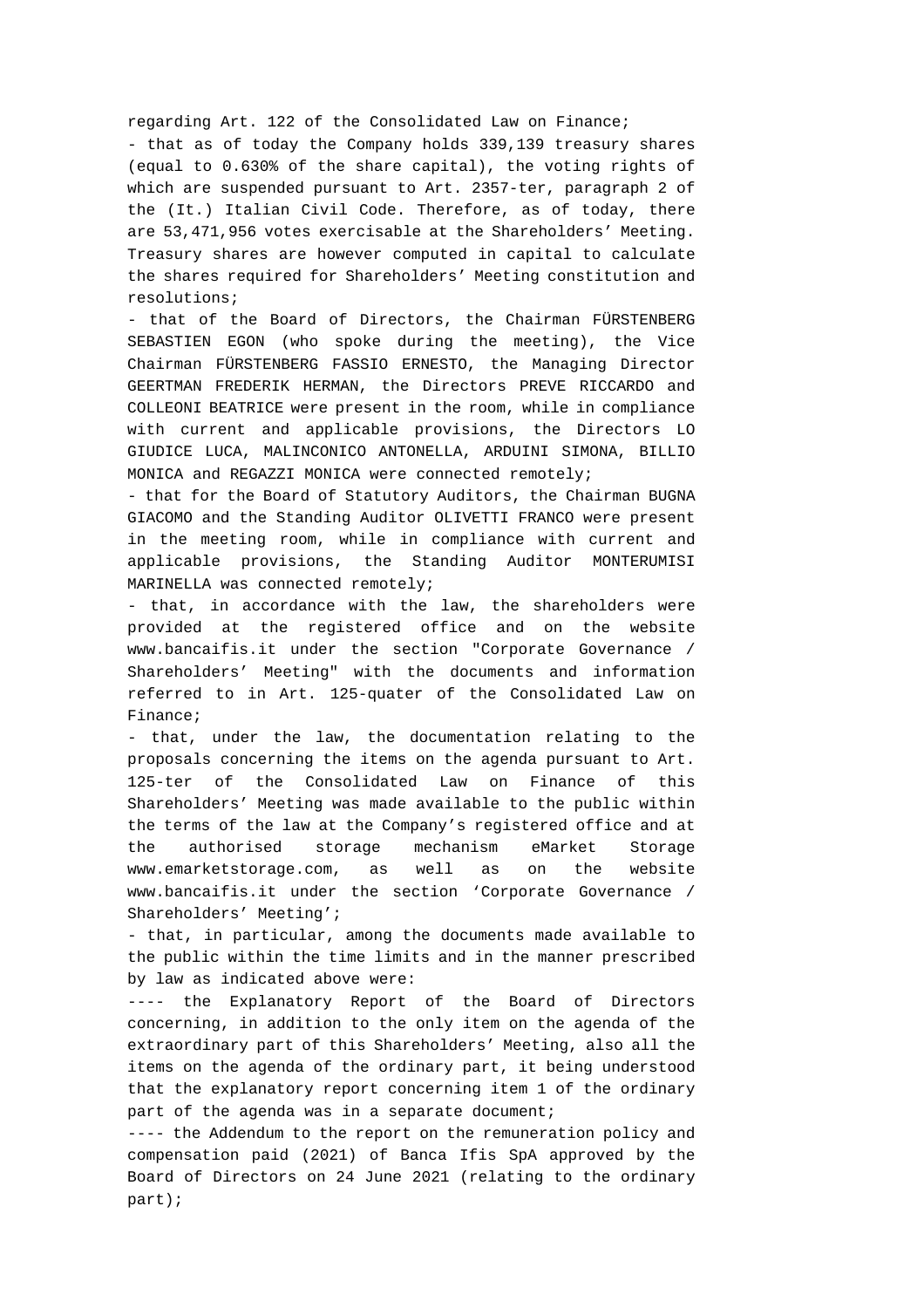regarding Art. 122 of the Consolidated Law on Finance;

- that as of today the Company holds 339,139 treasury shares (equal to 0.630% of the share capital), the voting rights of which are suspended pursuant to Art. 2357-ter, paragraph 2 of the (It.) Italian Civil Code. Therefore, as of today, there are 53,471,956 votes exercisable at the Shareholders’ Meeting. Treasury shares are however computed in capital to calculate the shares required for Shareholders’ Meeting constitution and resolutions;
- that of the Board of Directors, the Chairman FÜRSTENBERG SEBASTIEN EGON (who spoke during the meeting), the Vice Chairman FÜRSTENBERG FASSIO ERNESTO, the Managing Director GEERTMAN FREDERIK HERMAN, the Directors PREVE RICCARDO and COLLEONI BEATRICE were present in the room, while in compliance with current and applicable provisions, the Directors LO GIUDICE LUCA, MALINCONICO ANTONELLA, ARDUINI SIMONA, BILLIO MONICA and REGAZZI MONICA were connected remotely;
- that for the Board of Statutory Auditors, the Chairman BUGNA GIACOMO and the Standing Auditor OLIVETTI FRANCO were present in the meeting room, while in compliance with current and applicable provisions, the Standing Auditor MONTERUMISI MARINELLA was connected remotely;
- that, in accordance with the law, the shareholders were provided at the registered office and on the website www.bancaifis.it under the section "Corporate Governance / Shareholders’ Meeting" with the documents and information referred to in Art. 125-quater of the Consolidated Law on Finance;
- that, under the law, the documentation relating to the proposals concerning the items on the agenda pursuant to Art. 125-ter of the Consolidated Law on Finance of this Shareholders’ Meeting was made available to the public within the terms of the law at the Company’s registered office and at the authorised storage mechanism eMarket Storage www.emarketstorage.com, as well as on the website www.bancaifis.it under the section ‘Corporate Governance / Shareholders’ Meeting’;
- that, in particular, among the documents made available to the public within the time limits and in the manner prescribed by law as indicated above were:

---- the Explanatory Report of the Board of Directors concerning, in addition to the only item on the agenda of the extraordinary part of this Shareholders’ Meeting, also all the items on the agenda of the ordinary part, it being understood that the explanatory report concerning item 1 of the ordinary part of the agenda was in a separate document;

---- the Addendum to the report on the remuneration policy and compensation paid (2021) of Banca Ifis SpA approved by the Board of Directors on 24 June 2021 (relating to the ordinary part);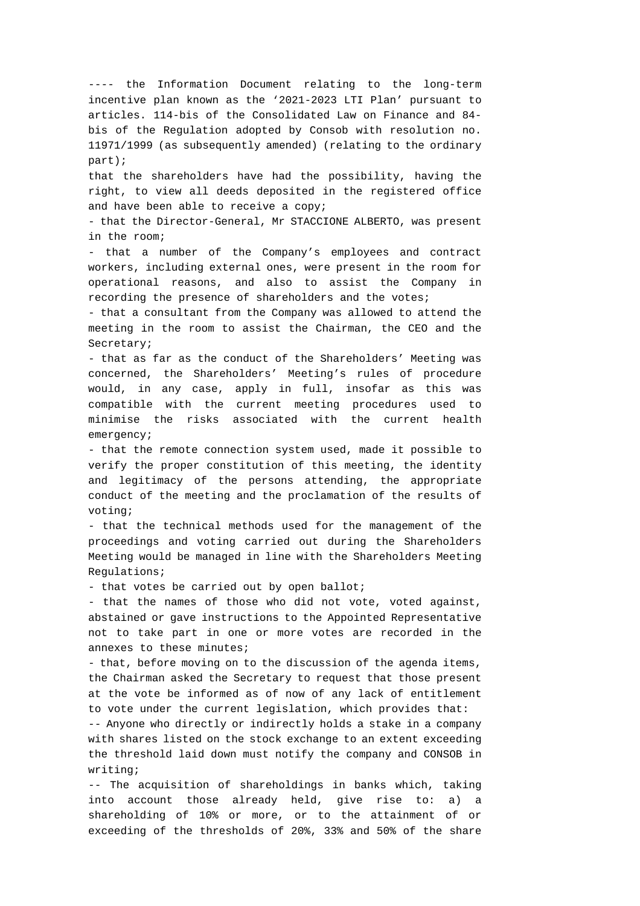---- the Information Document relating to the long-term incentive plan known as the ‘2021-2023 LTI Plan’ pursuant to articles. 114-bis of the Consolidated Law on Finance and 84-bis of the Regulation adopted by Consob with resolution no. 11971/1999 (as subsequently amended) (relating to the ordinary part);

that the shareholders have had the possibility, having the right, to view all deeds deposited in the registered office and have been able to receive a copy;

- that the Director-General, Mr STACCIONE ALBERTO, was present in the room;
- that a number of the Company’s employees and contract workers, including external ones, were present in the room for operational reasons, and also to assist the Company in recording the presence of shareholders and the votes;
- that a consultant from the Company was allowed to attend the meeting in the room to assist the Chairman, the CEO and the Secretary;
- that as far as the conduct of the Shareholders’ Meeting was concerned, the Shareholders’ Meeting’s rules of procedure would, in any case, apply in full, insofar as this was compatible with the current meeting procedures used to minimise the risks associated with the current health emergency;
- that the remote connection system used, made it possible to verify the proper constitution of this meeting, the identity and legitimacy of the persons attending, the appropriate conduct of the meeting and the proclamation of the results of voting;
- that the technical methods used for the management of the proceedings and voting carried out during the Shareholders Meeting would be managed in line with the Shareholders Meeting Regulations;
- that votes be carried out by open ballot;
- that the names of those who did not vote, voted against, abstained or gave instructions to the Appointed Representative not to take part in one or more votes are recorded in the annexes to these minutes;
- that, before moving on to the discussion of the agenda items, the Chairman asked the Secretary to request that those present at the vote be informed as of now of any lack of entitlement to vote under the current legislation, which provides that:

-- Anyone who directly or indirectly holds a stake in a company with shares listed on the stock exchange to an extent exceeding the threshold laid down must notify the company and CONSOB in writing;

-- The acquisition of shareholdings in banks which, taking into account those already held, give rise to: a) a shareholding of 10% or more, or to the attainment of or exceeding of the thresholds of 20%, 33% and 50% of the share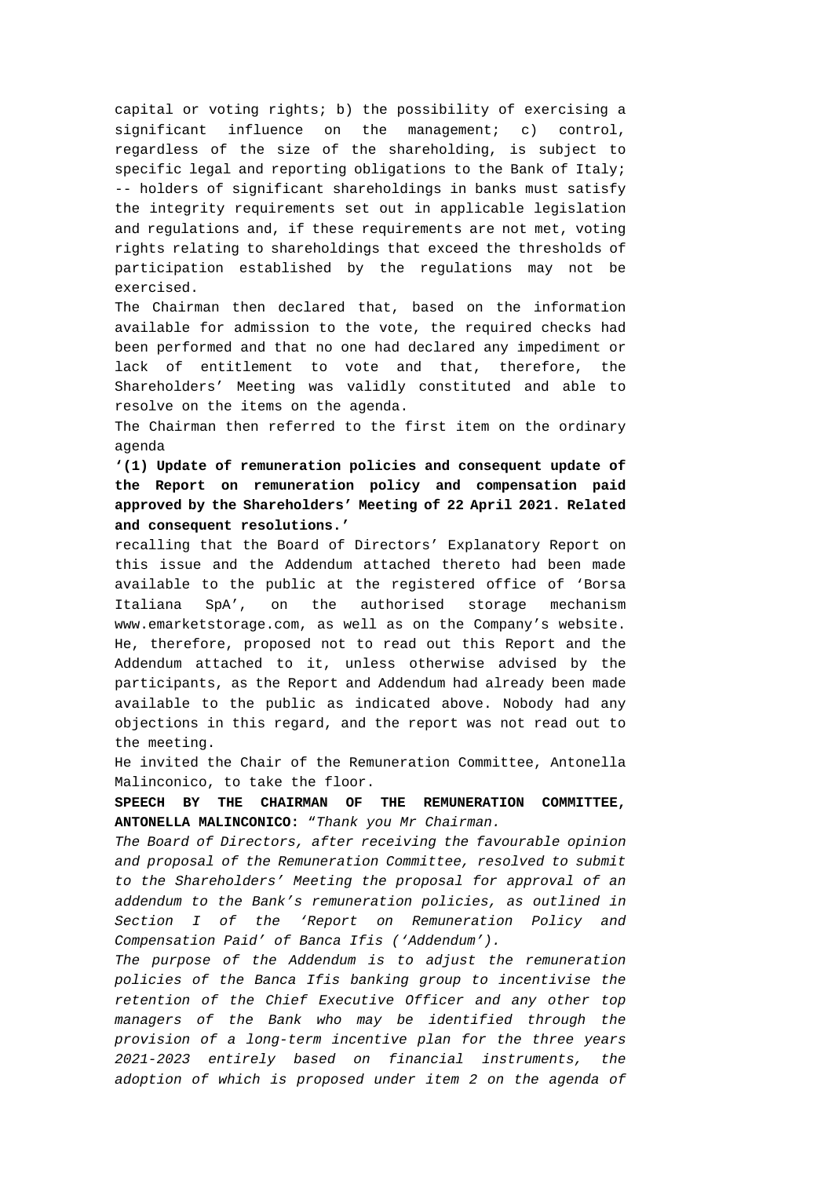capital or voting rights; b) the possibility of exercising a significant influence on the management; c) control, regardless of the size of the shareholding, is subject to specific legal and reporting obligations to the Bank of Italy;
-- holders of significant shareholdings in banks must satisfy the integrity requirements set out in applicable legislation and regulations and, if these requirements are not met, voting rights relating to shareholdings that exceed the thresholds of participation established by the regulations may not be exercised.

The Chairman then declared that, based on the information available for admission to the vote, the required checks had been performed and that no one had declared any impediment or lack of entitlement to vote and that, therefore, the Shareholders' Meeting was validly constituted and able to resolve on the items on the agenda.

The Chairman then referred to the first item on the ordinary agenda

**'(1) Update of remuneration policies and consequent update of the Report on remuneration policy and compensation paid approved by the Shareholders' Meeting of 22 April 2021. Related and consequent resolutions.'**

recalling that the Board of Directors' Explanatory Report on this issue and the Addendum attached thereto had been made available to the public at the registered office of 'Borsa Italiana SpA', on the authorised storage mechanism www.emarketstorage.com, as well as on the Company's website. He, therefore, proposed not to read out this Report and the Addendum attached to it, unless otherwise advised by the participants, as the Report and Addendum had already been made available to the public as indicated above. Nobody had any objections in this regard, and the report was not read out to the meeting.

He invited the Chair of the Remuneration Committee, Antonella Malinconico, to take the floor.

**SPEECH BY THE CHAIRMAN OF THE REMUNERATION COMMITTEE, ANTONELLA MALINCONICO:** "*Thank you Mr Chairman.*

*The Board of Directors, after receiving the favourable opinion and proposal of the Remuneration Committee, resolved to submit to the Shareholders' Meeting the proposal for approval of an addendum to the Bank's remuneration policies, as outlined in Section I of the 'Report on Remuneration Policy and Compensation Paid' of Banca Ifis ('Addendum').*

*The purpose of the Addendum is to adjust the remuneration policies of the Banca Ifis banking group to incentivise the retention of the Chief Executive Officer and any other top managers of the Bank who may be identified through the provision of a long-term incentive plan for the three years 2021-2023 entirely based on financial instruments, the adoption of which is proposed under item 2 on the agenda of*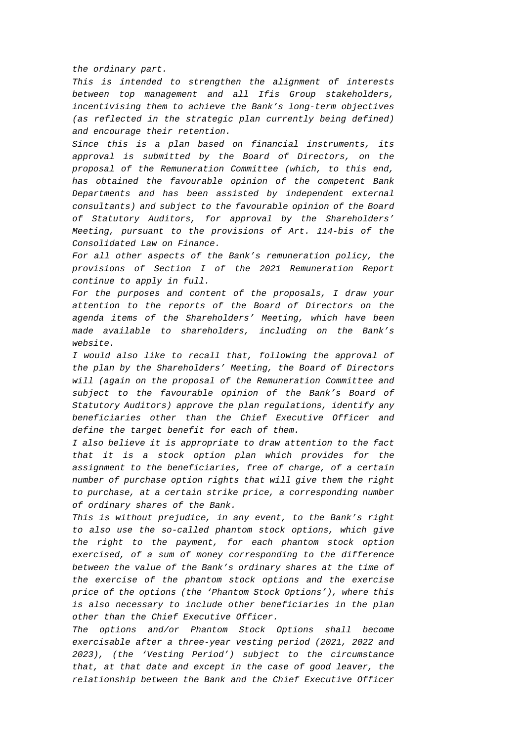*the ordinary part.*

*This is intended to strengthen the alignment of interests between top management and all Ifis Group stakeholders, incentivising them to achieve the Bank's long-term objectives (as reflected in the strategic plan currently being defined) and encourage their retention.*

*Since this is a plan based on financial instruments, its approval is submitted by the Board of Directors, on the proposal of the Remuneration Committee (which, to this end, has obtained the favourable opinion of the competent Bank Departments and has been assisted by independent external consultants) and subject to the favourable opinion of the Board of Statutory Auditors, for approval by the Shareholders' Meeting, pursuant to the provisions of Art. 114-bis of the Consolidated Law on Finance.*

*For all other aspects of the Bank's remuneration policy, the provisions of Section I of the 2021 Remuneration Report continue to apply in full.*

*For the purposes and content of the proposals, I draw your attention to the reports of the Board of Directors on the agenda items of the Shareholders' Meeting, which have been made available to shareholders, including on the Bank's website.*

*I would also like to recall that, following the approval of the plan by the Shareholders' Meeting, the Board of Directors will (again on the proposal of the Remuneration Committee and subject to the favourable opinion of the Bank's Board of Statutory Auditors) approve the plan regulations, identify any beneficiaries other than the Chief Executive Officer and define the target benefit for each of them.*

*I also believe it is appropriate to draw attention to the fact that it is a stock option plan which provides for the assignment to the beneficiaries, free of charge, of a certain number of purchase option rights that will give them the right to purchase, at a certain strike price, a corresponding number of ordinary shares of the Bank.*

*This is without prejudice, in any event, to the Bank's right to also use the so-called phantom stock options, which give the right to the payment, for each phantom stock option exercised, of a sum of money corresponding to the difference between the value of the Bank's ordinary shares at the time of the exercise of the phantom stock options and the exercise price of the options (the 'Phantom Stock Options'), where this is also necessary to include other beneficiaries in the plan other than the Chief Executive Officer.*

*The options and/or Phantom Stock Options shall become exercisable after a three-year vesting period (2021, 2022 and 2023), (the 'Vesting Period') subject to the circumstance that, at that date and except in the case of good leaver, the relationship between the Bank and the Chief Executive Officer*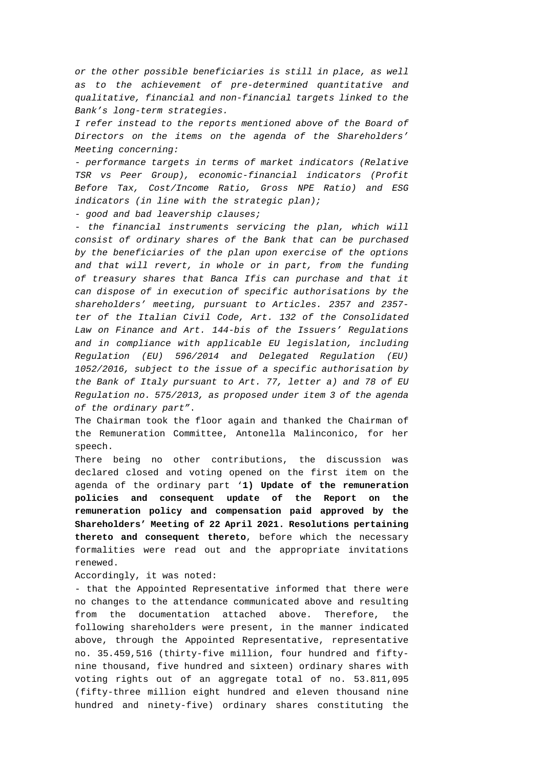*or the other possible beneficiaries is still in place, as well as to the achievement of pre-determined quantitative and qualitative, financial and non-financial targets linked to the Bank's long-term strategies.*

*I refer instead to the reports mentioned above of the Board of Directors on the items on the agenda of the Shareholders' Meeting concerning:*

*- performance targets in terms of market indicators (Relative TSR vs Peer Group), economic-financial indicators (Profit Before Tax, Cost/Income Ratio, Gross NPE Ratio) and ESG indicators (in line with the strategic plan);*

*- good and bad leavership clauses;*

*- the financial instruments servicing the plan, which will consist of ordinary shares of the Bank that can be purchased by the beneficiaries of the plan upon exercise of the options and that will revert, in whole or in part, from the funding of treasury shares that Banca Ifis can purchase and that it can dispose of in execution of specific authorisations by the shareholders' meeting, pursuant to Articles. 2357 and 2357-ter of the Italian Civil Code, Art. 132 of the Consolidated Law on Finance and Art. 144-bis of the Issuers' Regulations and in compliance with applicable EU legislation, including Regulation (EU) 596/2014 and Delegated Regulation (EU) 1052/2016, subject to the issue of a specific authorisation by the Bank of Italy pursuant to Art. 77, letter a) and 78 of EU Regulation no. 575/2013, as proposed under item 3 of the agenda of the ordinary part".*

The Chairman took the floor again and thanked the Chairman of the Remuneration Committee, Antonella Malinconico, for her speech.

There being no other contributions, the discussion was declared closed and voting opened on the first item on the agenda of the ordinary part '**1) Update of the remuneration policies and consequent update of the Report on the remuneration policy and compensation paid approved by the Shareholders' Meeting of 22 April 2021. Resolutions pertaining thereto and consequent thereto**, before which the necessary formalities were read out and the appropriate invitations renewed.

Accordingly, it was noted:

- that the Appointed Representative informed that there were no changes to the attendance communicated above and resulting from the documentation attached above. Therefore, the following shareholders were present, in the manner indicated above, through the Appointed Representative, representative no. 35.459,516 (thirty-five million, four hundred and fifty-nine thousand, five hundred and sixteen) ordinary shares with voting rights out of an aggregate total of no. 53.811,095 (fifty-three million eight hundred and eleven thousand nine hundred and ninety-five) ordinary shares constituting the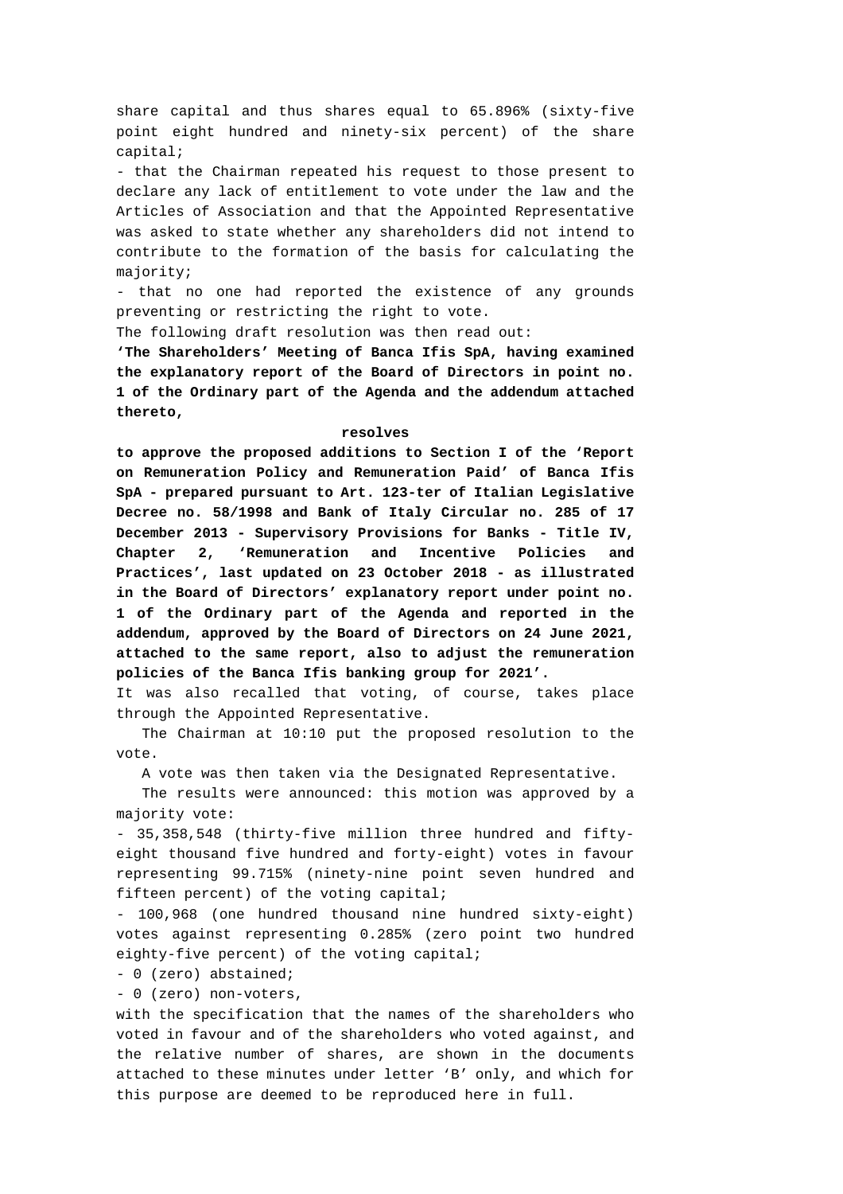share capital and thus shares equal to 65.896% (sixty-five point eight hundred and ninety-six percent) of the share capital;

- that the Chairman repeated his request to those present to declare any lack of entitlement to vote under the law and the Articles of Association and that the Appointed Representative was asked to state whether any shareholders did not intend to contribute to the formation of the basis for calculating the majority;
- that no one had reported the existence of any grounds preventing or restricting the right to vote.

The following draft resolution was then read out:

**'The Shareholders' Meeting of Banca Ifis SpA, having examined the explanatory report of the Board of Directors in point no. 1 of the Ordinary part of the Agenda and the addendum attached thereto,**

**resolves**

**to approve the proposed additions to Section I of the 'Report on Remuneration Policy and Remuneration Paid' of Banca Ifis SpA - prepared pursuant to Art. 123-ter of Italian Legislative Decree no. 58/1998 and Bank of Italy Circular no. 285 of 17 December 2013 - Supervisory Provisions for Banks - Title IV, Chapter 2, 'Remuneration and Incentive Policies and Practices', last updated on 23 October 2018 - as illustrated in the Board of Directors' explanatory report under point no. 1 of the Ordinary part of the Agenda and reported in the addendum, approved by the Board of Directors on 24 June 2021, attached to the same report, also to adjust the remuneration policies of the Banca Ifis banking group for 2021'.**

It was also recalled that voting, of course, takes place through the Appointed Representative.

The Chairman at 10:10 put the proposed resolution to the vote.

A vote was then taken via the Designated Representative.

The results were announced: this motion was approved by a majority vote:

- 35,358,548 (thirty-five million three hundred and fifty-eight thousand five hundred and forty-eight) votes in favour representing 99.715% (ninety-nine point seven hundred and fifteen percent) of the voting capital;
- 100,968 (one hundred thousand nine hundred sixty-eight) votes against representing 0.285% (zero point two hundred eighty-five percent) of the voting capital;
- 0 (zero) abstained;
- 0 (zero) non-voters,

with the specification that the names of the shareholders who voted in favour and of the shareholders who voted against, and the relative number of shares, are shown in the documents attached to these minutes under letter 'B' only, and which for this purpose are deemed to be reproduced here in full.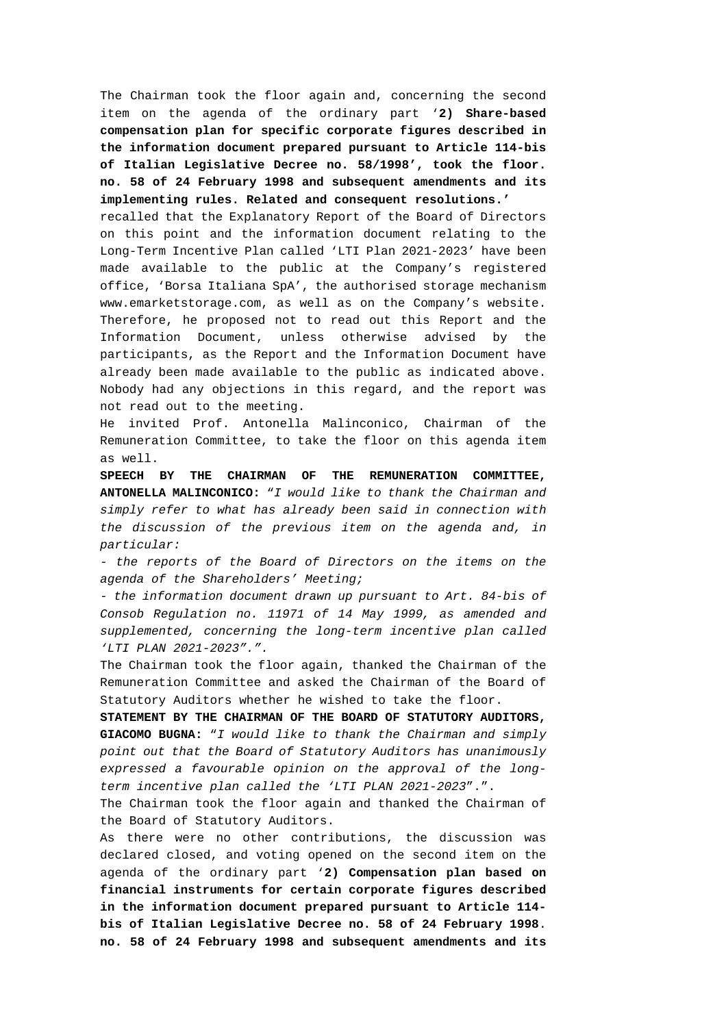The Chairman took the floor again and, concerning the second item on the agenda of the ordinary part '**2) Share-based compensation plan for specific corporate figures described in the information document prepared pursuant to Article 114-bis of Italian Legislative Decree no. 58/1998', took the floor. no. 58 of 24 February 1998 and subsequent amendments and its implementing rules. Related and consequent resolutions.'**

recalled that the Explanatory Report of the Board of Directors on this point and the information document relating to the Long-Term Incentive Plan called 'LTI Plan 2021-2023' have been made available to the public at the Company's registered office, 'Borsa Italiana SpA', the authorised storage mechanism www.emarketstorage.com, as well as on the Company's website. Therefore, he proposed not to read out this Report and the Information Document, unless otherwise advised by the participants, as the Report and the Information Document have already been made available to the public as indicated above. Nobody had any objections in this regard, and the report was not read out to the meeting.

He invited Prof. Antonella Malinconico, Chairman of the Remuneration Committee, to take the floor on this agenda item as well.

**SPEECH BY THE CHAIRMAN OF THE REMUNERATION COMMITTEE, ANTONELLA MALINCONICO:** "*I would like to thank the Chairman and simply refer to what has already been said in connection with the discussion of the previous item on the agenda and, in particular:*

*- the reports of the Board of Directors on the items on the agenda of the Shareholders' Meeting;*

*- the information document drawn up pursuant to Art. 84-bis of Consob Regulation no. 11971 of 14 May 1999, as amended and supplemented, concerning the long-term incentive plan called 'LTI PLAN 2021-2023".".*

The Chairman took the floor again, thanked the Chairman of the Remuneration Committee and asked the Chairman of the Board of Statutory Auditors whether he wished to take the floor.

**STATEMENT BY THE CHAIRMAN OF THE BOARD OF STATUTORY AUDITORS, GIACOMO BUGNA:** "*I would like to thank the Chairman and simply point out that the Board of Statutory Auditors has unanimously expressed a favourable opinion on the approval of the long-term incentive plan called the 'LTI PLAN 2021-2023*".".

The Chairman took the floor again and thanked the Chairman of the Board of Statutory Auditors.

As there were no other contributions, the discussion was declared closed, and voting opened on the second item on the agenda of the ordinary part '**2) Compensation plan based on financial instruments for certain corporate figures described in the information document prepared pursuant to Article 114-bis of Italian Legislative Decree no. 58 of 24 February 1998**. **no. 58 of 24 February 1998 and subsequent amendments and its**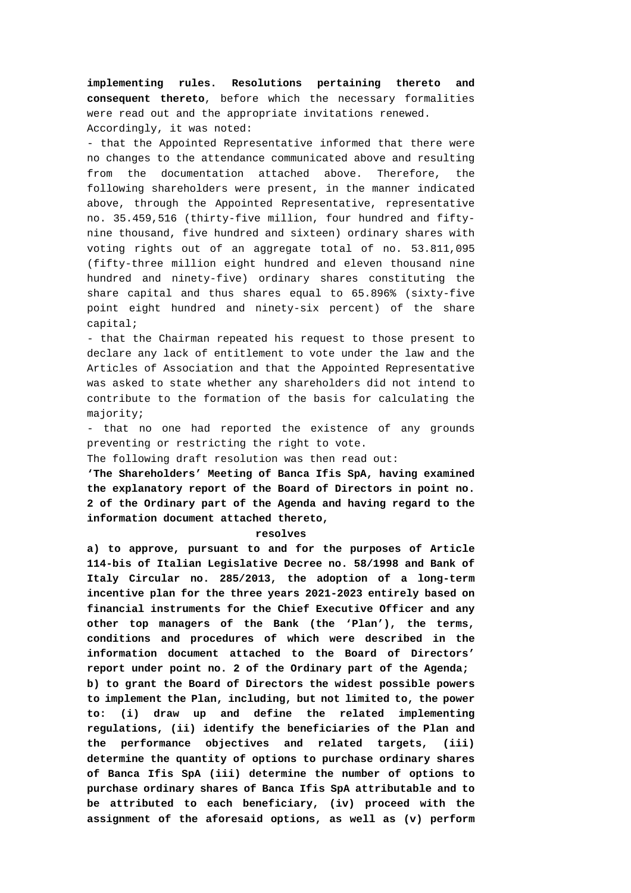**implementing rules. Resolutions pertaining thereto and consequent thereto**, before which the necessary formalities were read out and the appropriate invitations renewed.

Accordingly, it was noted:

- that the Appointed Representative informed that there were no changes to the attendance communicated above and resulting from the documentation attached above. Therefore, the following shareholders were present, in the manner indicated above, through the Appointed Representative, representative no. 35.459,516 (thirty-five million, four hundred and fifty-nine thousand, five hundred and sixteen) ordinary shares with voting rights out of an aggregate total of no. 53.811,095 (fifty-three million eight hundred and eleven thousand nine hundred and ninety-five) ordinary shares constituting the share capital and thus shares equal to 65.896% (sixty-five point eight hundred and ninety-six percent) of the share capital;
- that the Chairman repeated his request to those present to declare any lack of entitlement to vote under the law and the Articles of Association and that the Appointed Representative was asked to state whether any shareholders did not intend to contribute to the formation of the basis for calculating the majority;
- that no one had reported the existence of any grounds preventing or restricting the right to vote.

The following draft resolution was then read out:

**'The Shareholders' Meeting of Banca Ifis SpA, having examined the explanatory report of the Board of Directors in point no. 2 of the Ordinary part of the Agenda and having regard to the information document attached thereto,**

**resolves**

**a) to approve, pursuant to and for the purposes of Article 114-bis of Italian Legislative Decree no. 58/1998 and Bank of Italy Circular no. 285/2013, the adoption of a long-term incentive plan for the three years 2021-2023 entirely based on financial instruments for the Chief Executive Officer and any other top managers of the Bank (the 'Plan'), the terms, conditions and procedures of which were described in the information document attached to the Board of Directors' report under point no. 2 of the Ordinary part of the Agenda;**

**b) to grant the Board of Directors the widest possible powers to implement the Plan, including, but not limited to, the power to: (i) draw up and define the related implementing regulations, (ii) identify the beneficiaries of the Plan and the performance objectives and related targets, (iii) determine the quantity of options to purchase ordinary shares of Banca Ifis SpA (iii) determine the number of options to purchase ordinary shares of Banca Ifis SpA attributable and to be attributed to each beneficiary, (iv) proceed with the assignment of the aforesaid options, as well as (v) perform**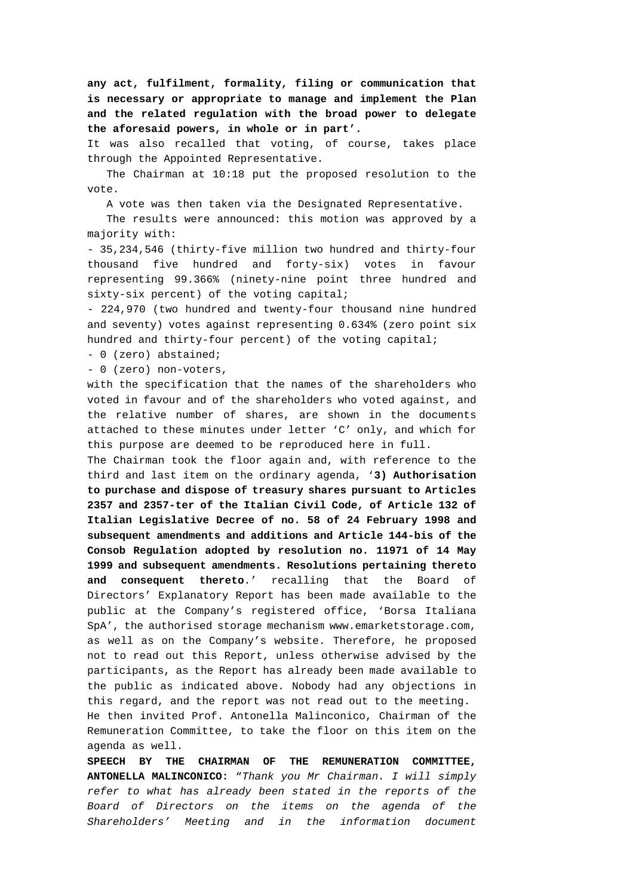**any act, fulfilment, formality, filing or communication that is necessary or appropriate to manage and implement the Plan and the related regulation with the broad power to delegate the aforesaid powers, in whole or in part'.**

It was also recalled that voting, of course, takes place through the Appointed Representative.

The Chairman at 10:18 put the proposed resolution to the vote.

A vote was then taken via the Designated Representative.

The results were announced: this motion was approved by a majority with:

- 35,234,546 (thirty-five million two hundred and thirty-four thousand five hundred and forty-six) votes in favour representing 99.366% (ninety-nine point three hundred and sixty-six percent) of the voting capital;
- 224,970 (two hundred and twenty-four thousand nine hundred and seventy) votes against representing 0.634% (zero point six hundred and thirty-four percent) of the voting capital;
- 0 (zero) abstained;
- 0 (zero) non-voters,

with the specification that the names of the shareholders who voted in favour and of the shareholders who voted against, and the relative number of shares, are shown in the documents attached to these minutes under letter 'C' only, and which for this purpose are deemed to be reproduced here in full.

The Chairman took the floor again and, with reference to the third and last item on the ordinary agenda, '**3) Authorisation to purchase and dispose of treasury shares pursuant to Articles 2357 and 2357-ter of the Italian Civil Code, of Article 132 of Italian Legislative Decree of no. 58 of 24 February 1998 and subsequent amendments and additions and Article 144-bis of the Consob Regulation adopted by resolution no. 11971 of 14 May 1999 and subsequent amendments. Resolutions pertaining thereto and consequent thereto**.' recalling that the Board of Directors' Explanatory Report has been made available to the public at the Company's registered office, 'Borsa Italiana SpA', the authorised storage mechanism www.emarketstorage.com, as well as on the Company's website. Therefore, he proposed not to read out this Report, unless otherwise advised by the participants, as the Report has already been made available to the public as indicated above. Nobody had any objections in this regard, and the report was not read out to the meeting.

He then invited Prof. Antonella Malinconico, Chairman of the Remuneration Committee, to take the floor on this item on the agenda as well.

**SPEECH BY THE CHAIRMAN OF THE REMUNERATION COMMITTEE, ANTONELLA MALINCONICO:** "*Thank you Mr Chairman. I will simply refer to what has already been stated in the reports of the Board of Directors on the items on the agenda of the Shareholders' Meeting and in the information document*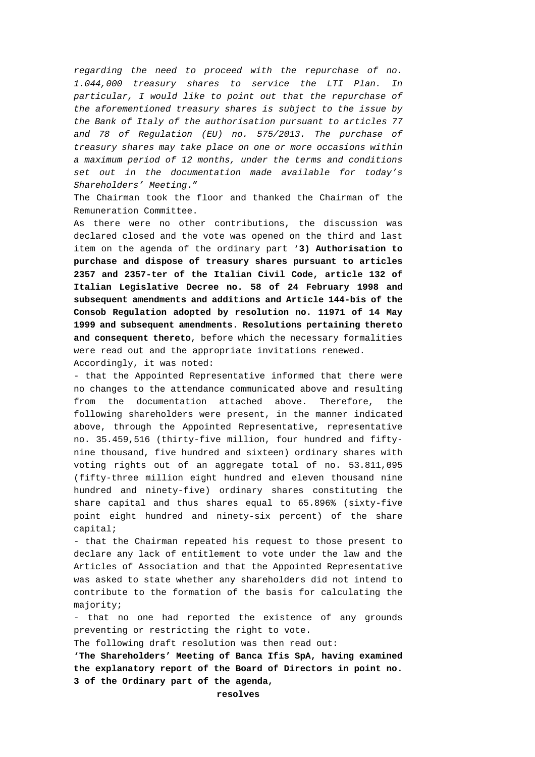*regarding the need to proceed with the repurchase of no. 1.044,000 treasury shares to service the LTI Plan. In particular, I would like to point out that the repurchase of the aforementioned treasury shares is subject to the issue by the Bank of Italy of the authorisation pursuant to articles 77 and 78 of Regulation (EU) no. 575/2013. The purchase of treasury shares may take place on one or more occasions within a maximum period of 12 months, under the terms and conditions set out in the documentation made available for today's Shareholders' Meeting*."

The Chairman took the floor and thanked the Chairman of the Remuneration Committee.

As there were no other contributions, the discussion was declared closed and the vote was opened on the third and last item on the agenda of the ordinary part '**3) Authorisation to purchase and dispose of treasury shares pursuant to articles 2357 and 2357-ter of the Italian Civil Code, article 132 of Italian Legislative Decree no. 58 of 24 February 1998 and subsequent amendments and additions and Article 144-bis of the Consob Regulation adopted by resolution no. 11971 of 14 May 1999 and subsequent amendments. Resolutions pertaining thereto and consequent thereto**, before which the necessary formalities were read out and the appropriate invitations renewed.

Accordingly, it was noted:

- that the Appointed Representative informed that there were no changes to the attendance communicated above and resulting from the documentation attached above. Therefore, the following shareholders were present, in the manner indicated above, through the Appointed Representative, representative no. 35.459,516 (thirty-five million, four hundred and fifty-nine thousand, five hundred and sixteen) ordinary shares with voting rights out of an aggregate total of no. 53.811,095 (fifty-three million eight hundred and eleven thousand nine hundred and ninety-five) ordinary shares constituting the share capital and thus shares equal to 65.896% (sixty-five point eight hundred and ninety-six percent) of the share capital;
- that the Chairman repeated his request to those present to declare any lack of entitlement to vote under the law and the Articles of Association and that the Appointed Representative was asked to state whether any shareholders did not intend to contribute to the formation of the basis for calculating the majority;
- that no one had reported the existence of any grounds preventing or restricting the right to vote.

The following draft resolution was then read out:

**'The Shareholders' Meeting of Banca Ifis SpA, having examined the explanatory report of the Board of Directors in point no. 3 of the Ordinary part of the agenda,**

**resolves**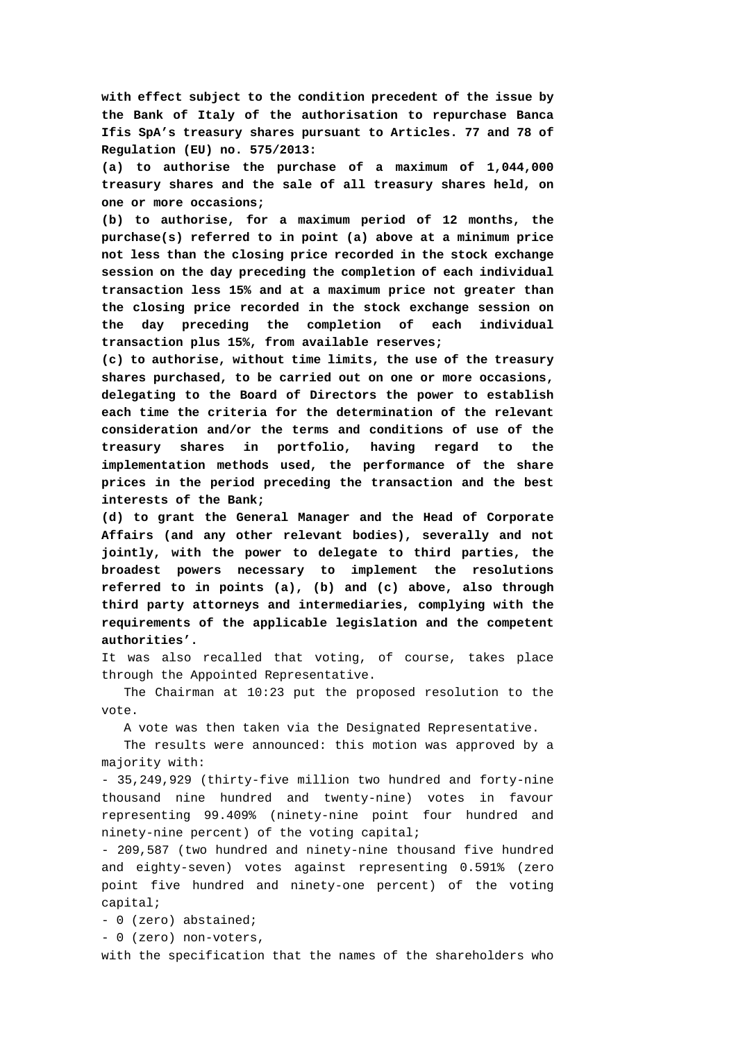**with effect subject to the condition precedent of the issue by the Bank of Italy of the authorisation to repurchase Banca Ifis SpA's treasury shares pursuant to Articles. 77 and 78 of Regulation (EU) no. 575/2013:**

**(a) to authorise the purchase of a maximum of 1,044,000 treasury shares and the sale of all treasury shares held, on one or more occasions;**

**(b) to authorise, for a maximum period of 12 months, the purchase(s) referred to in point (a) above at a minimum price not less than the closing price recorded in the stock exchange session on the day preceding the completion of each individual transaction less 15% and at a maximum price not greater than the closing price recorded in the stock exchange session on the day preceding the completion of each individual transaction plus 15%, from available reserves;**

**(c) to authorise, without time limits, the use of the treasury shares purchased, to be carried out on one or more occasions, delegating to the Board of Directors the power to establish each time the criteria for the determination of the relevant consideration and/or the terms and conditions of use of the treasury shares in portfolio, having regard to the implementation methods used, the performance of the share prices in the period preceding the transaction and the best interests of the Bank;**

**(d) to grant the General Manager and the Head of Corporate Affairs (and any other relevant bodies), severally and not jointly, with the power to delegate to third parties, the broadest powers necessary to implement the resolutions referred to in points (a), (b) and (c) above, also through third party attorneys and intermediaries, complying with the requirements of the applicable legislation and the competent authorities'.**

It was also recalled that voting, of course, takes place through the Appointed Representative.

The Chairman at 10:23 put the proposed resolution to the vote.

A vote was then taken via the Designated Representative.

The results were announced: this motion was approved by a majority with:

- 35,249,929 (thirty-five million two hundred and forty-nine thousand nine hundred and twenty-nine) votes in favour representing 99.409% (ninety-nine point four hundred and ninety-nine percent) of the voting capital;
- 209,587 (two hundred and ninety-nine thousand five hundred and eighty-seven) votes against representing 0.591% (zero point five hundred and ninety-one percent) of the voting capital;
- 0 (zero) abstained;
- 0 (zero) non-voters,

with the specification that the names of the shareholders who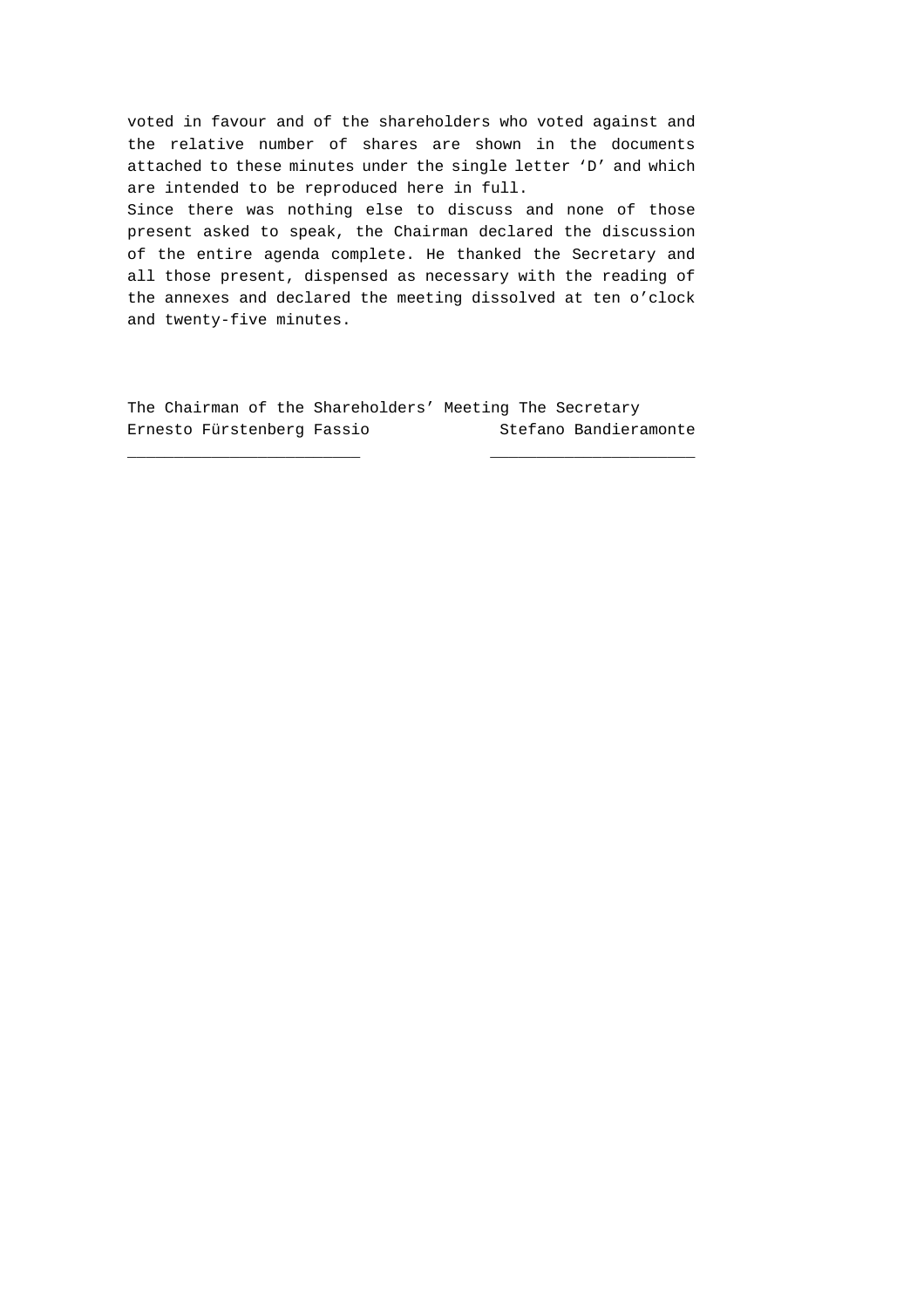voted in favour and of the shareholders who voted against and the relative number of shares are shown in the documents attached to these minutes under the single letter 'D' and which are intended to be reproduced here in full.

Since there was nothing else to discuss and none of those present asked to speak, the Chairman declared the discussion of the entire agenda complete. He thanked the Secretary and all those present, dispensed as necessary with the reading of the annexes and declared the meeting dissolved at ten o'clock and twenty-five minutes.

The Chairman of the Shareholders' Meeting The Secretary

Ernesto Fürstenberg Fassio Stefano Bandieramonte

_________________________ _____________________